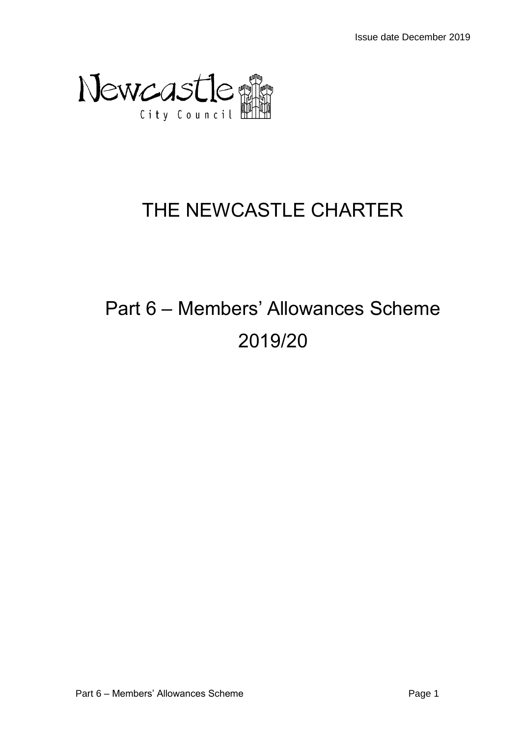Issue date December 2019

Newcastle City Council

# THE NEWCASTLE CHARTER

# Part 6 – Members' Allowances Scheme 2019/20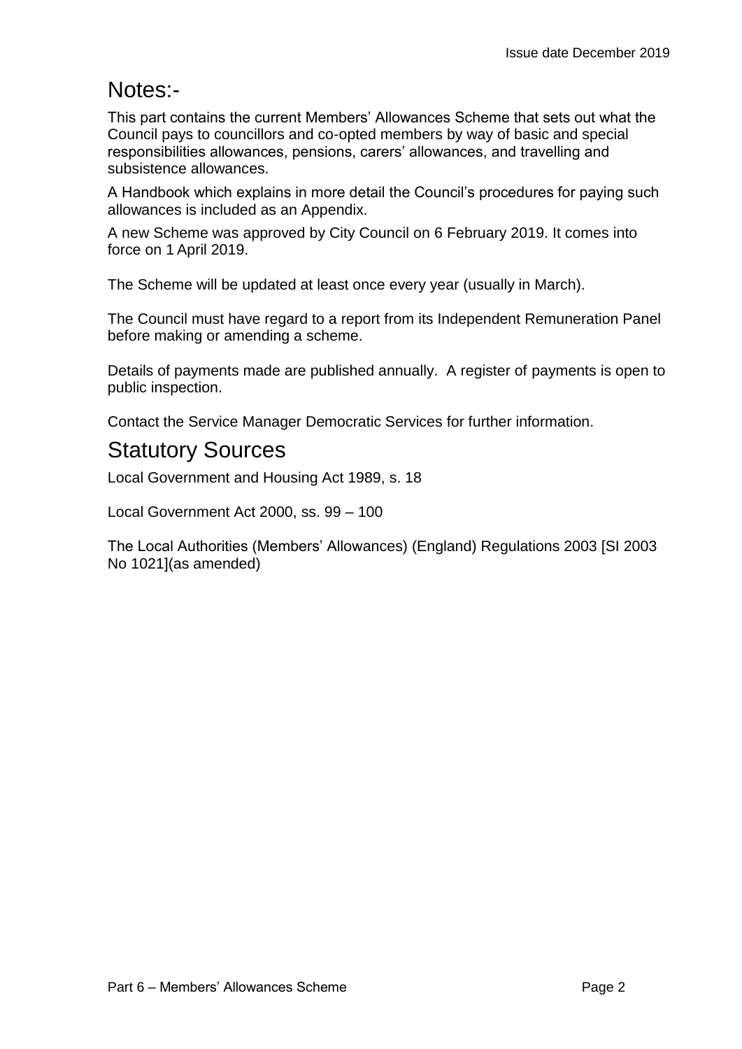# Notes:-

This part contains the current Members' Allowances Scheme that sets out what the Council pays to councillors and co-opted members by way of basic and special responsibilities allowances, pensions, carers' allowances, and travelling and subsistence allowances.

A Handbook which explains in more detail the Council's procedures for paying such allowances is included as an Appendix.

A new Scheme was approved by City Council on 6 February 2019. It comes into force on 1 April 2019.

The Scheme will be updated at least once every year (usually in March).

The Council must have regard to a report from its Independent Remuneration Panel before making or amending a scheme.

Details of payments made are published annually. A register of payments is open to public inspection.

Contact the Service Manager Democratic Services for further information.

# Statutory Sources

Local Government and Housing Act 1989, s. 18

Local Government Act 2000, ss. 99 – 100

The Local Authorities (Members' Allowances) (England) Regulations 2003 [SI 2003 No 1021](as amended)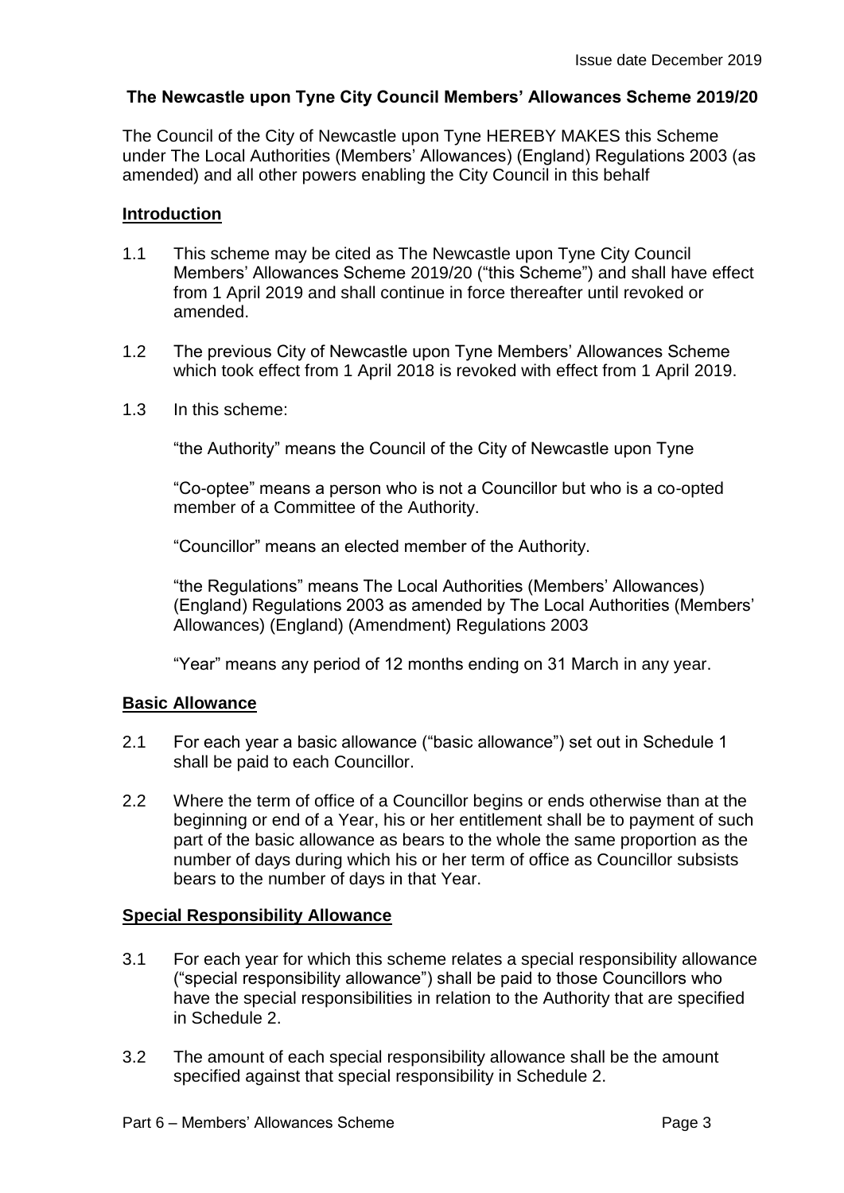## The Newcastle upon Tyne City Council Members' Allowances Scheme 2019/20

The Council of the City of Newcastle upon Tyne HEREBY MAKES this Scheme under The Local Authorities (Members' Allowances) (England) Regulations 2003 (as amended) and all other powers enabling the City Council in this behalf

### Introduction

1.1 This scheme may be cited as The Newcastle upon Tyne City Council Members' Allowances Scheme 2019/20 ("this Scheme") and shall have effect from 1 April 2019 and shall continue in force thereafter until revoked or amended.

1.2 The previous City of Newcastle upon Tyne Members' Allowances Scheme which took effect from 1 April 2018 is revoked with effect from 1 April 2019.

1.3 In this scheme:

"the Authority" means the Council of the City of Newcastle upon Tyne

"Co-optee" means a person who is not a Councillor but who is a co-opted member of a Committee of the Authority.

"Councillor" means an elected member of the Authority.

"the Regulations" means The Local Authorities (Members' Allowances) (England) Regulations 2003 as amended by The Local Authorities (Members' Allowances) (England) (Amendment) Regulations 2003

"Year" means any period of 12 months ending on 31 March in any year.

### Basic Allowance

2.1 For each year a basic allowance ("basic allowance") set out in Schedule 1 shall be paid to each Councillor.

2.2 Where the term of office of a Councillor begins or ends otherwise than at the beginning or end of a Year, his or her entitlement shall be to payment of such part of the basic allowance as bears to the whole the same proportion as the number of days during which his or her term of office as Councillor subsists bears to the number of days in that Year.

### Special Responsibility Allowance

3.1 For each year for which this scheme relates a special responsibility allowance ("special responsibility allowance") shall be paid to those Councillors who have the special responsibilities in relation to the Authority that are specified in Schedule 2.

3.2 The amount of each special responsibility allowance shall be the amount specified against that special responsibility in Schedule 2.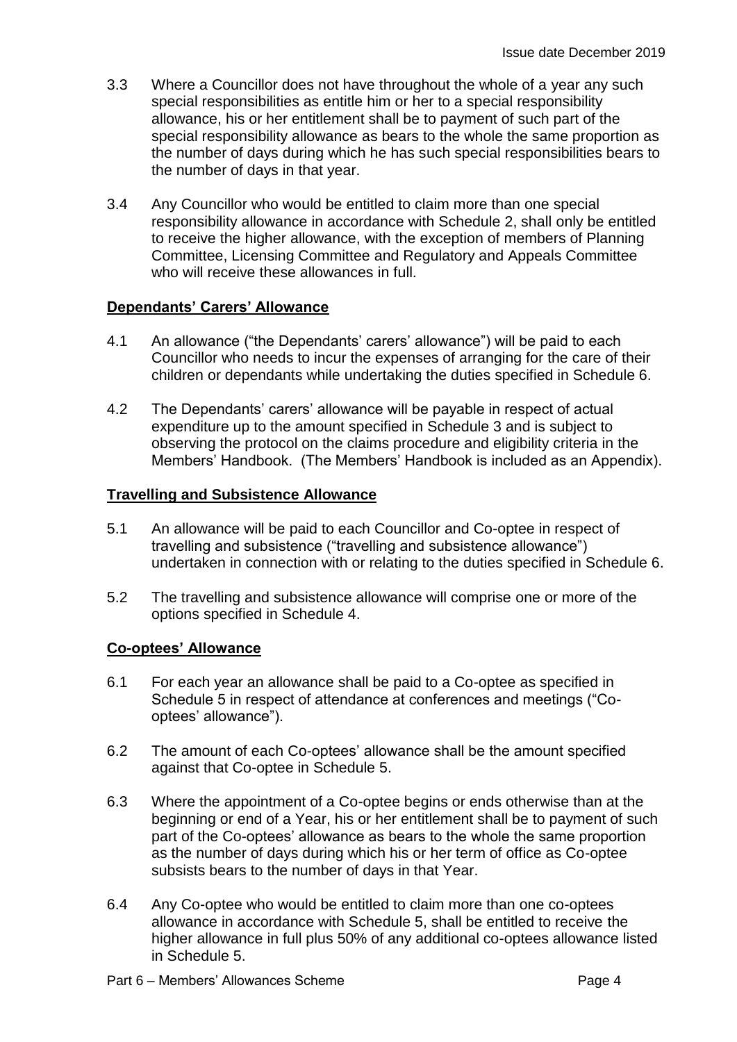3.3 Where a Councillor does not have throughout the whole of a year any such special responsibilities as entitle him or her to a special responsibility allowance, his or her entitlement shall be to payment of such part of the special responsibility allowance as bears to the whole the same proportion as the number of days during which he has such special responsibilities bears to the number of days in that year.

3.4 Any Councillor who would be entitled to claim more than one special responsibility allowance in accordance with Schedule 2, shall only be entitled to receive the higher allowance, with the exception of members of Planning Committee, Licensing Committee and Regulatory and Appeals Committee who will receive these allowances in full.

## Dependants' Carers' Allowance

4.1 An allowance ("the Dependants' carers' allowance") will be paid to each Councillor who needs to incur the expenses of arranging for the care of their children or dependants while undertaking the duties specified in Schedule 6.

4.2 The Dependants' carers' allowance will be payable in respect of actual expenditure up to the amount specified in Schedule 3 and is subject to observing the protocol on the claims procedure and eligibility criteria in the Members' Handbook. (The Members' Handbook is included as an Appendix).

## Travelling and Subsistence Allowance

5.1 An allowance will be paid to each Councillor and Co-optee in respect of travelling and subsistence ("travelling and subsistence allowance") undertaken in connection with or relating to the duties specified in Schedule 6.

5.2 The travelling and subsistence allowance will comprise one or more of the options specified in Schedule 4.

## Co-optees' Allowance

6.1 For each year an allowance shall be paid to a Co-optee as specified in Schedule 5 in respect of attendance at conferences and meetings ("Co-optees' allowance").

6.2 The amount of each Co-optees' allowance shall be the amount specified against that Co-optee in Schedule 5.

6.3 Where the appointment of a Co-optee begins or ends otherwise than at the beginning or end of a Year, his or her entitlement shall be to payment of such part of the Co-optees' allowance as bears to the whole the same proportion as the number of days during which his or her term of office as Co-optee subsists bears to the number of days in that Year.

6.4 Any Co-optee who would be entitled to claim more than one co-optees allowance in accordance with Schedule 5, shall be entitled to receive the higher allowance in full plus 50% of any additional co-optees allowance listed in Schedule 5.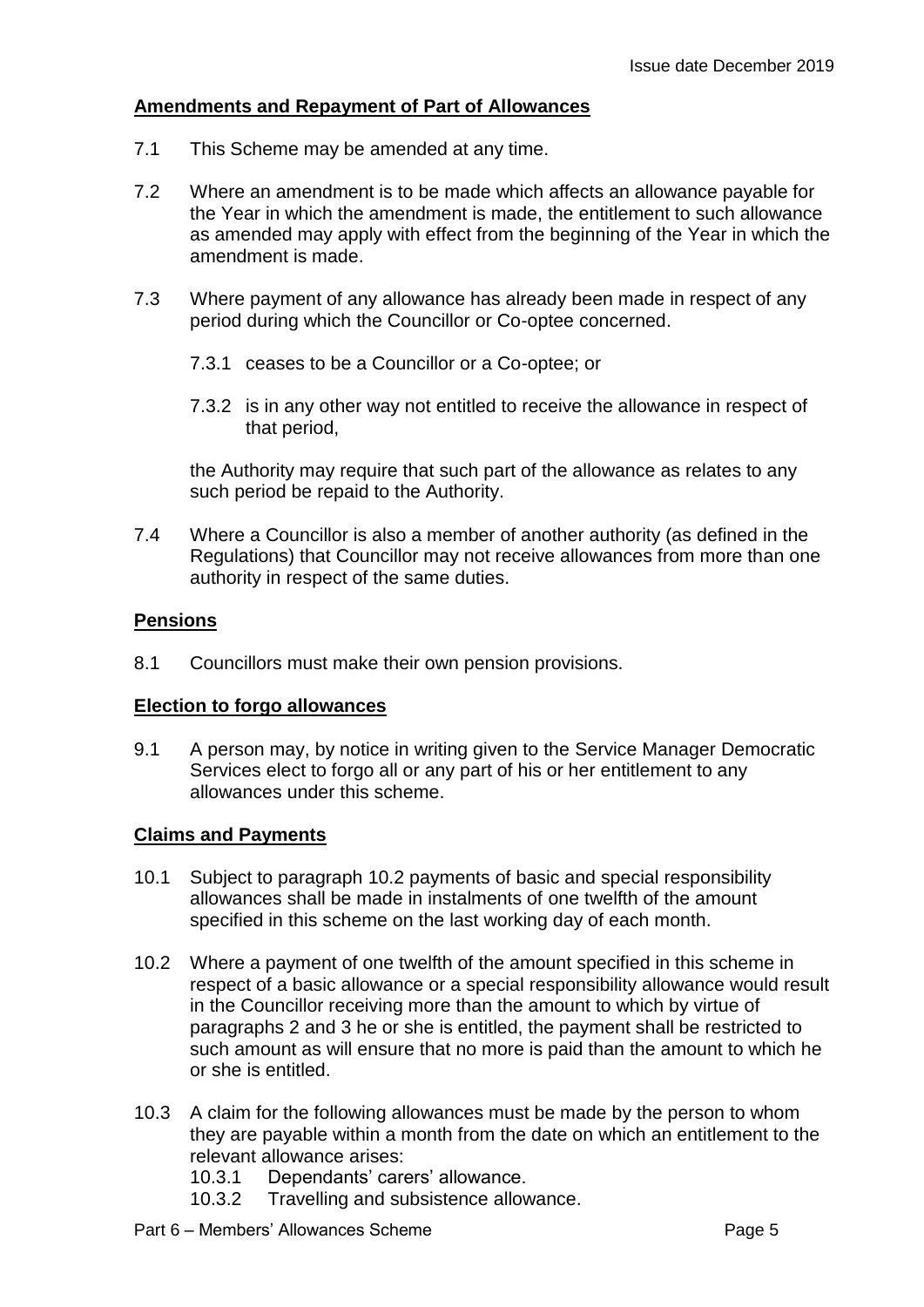## Amendments and Repayment of Part of Allowances

7.1 This Scheme may be amended at any time.

7.2 Where an amendment is to be made which affects an allowance payable for the Year in which the amendment is made, the entitlement to such allowance as amended may apply with effect from the beginning of the Year in which the amendment is made.

7.3 Where payment of any allowance has already been made in respect of any period during which the Councillor or Co-optee concerned.

7.3.1 ceases to be a Councillor or a Co-optee; or

7.3.2 is in any other way not entitled to receive the allowance in respect of that period,

the Authority may require that such part of the allowance as relates to any such period be repaid to the Authority.

7.4 Where a Councillor is also a member of another authority (as defined in the Regulations) that Councillor may not receive allowances from more than one authority in respect of the same duties.

## Pensions

8.1 Councillors must make their own pension provisions.

## Election to forgo allowances

9.1 A person may, by notice in writing given to the Service Manager Democratic Services elect to forgo all or any part of his or her entitlement to any allowances under this scheme.

## Claims and Payments

10.1 Subject to paragraph 10.2 payments of basic and special responsibility allowances shall be made in instalments of one twelfth of the amount specified in this scheme on the last working day of each month.

10.2 Where a payment of one twelfth of the amount specified in this scheme in respect of a basic allowance or a special responsibility allowance would result in the Councillor receiving more than the amount to which by virtue of paragraphs 2 and 3 he or she is entitled, the payment shall be restricted to such amount as will ensure that no more is paid than the amount to which he or she is entitled.

10.3 A claim for the following allowances must be made by the person to whom they are payable within a month from the date on which an entitlement to the relevant allowance arises:

10.3.1 Dependants' carers' allowance.

10.3.2 Travelling and subsistence allowance.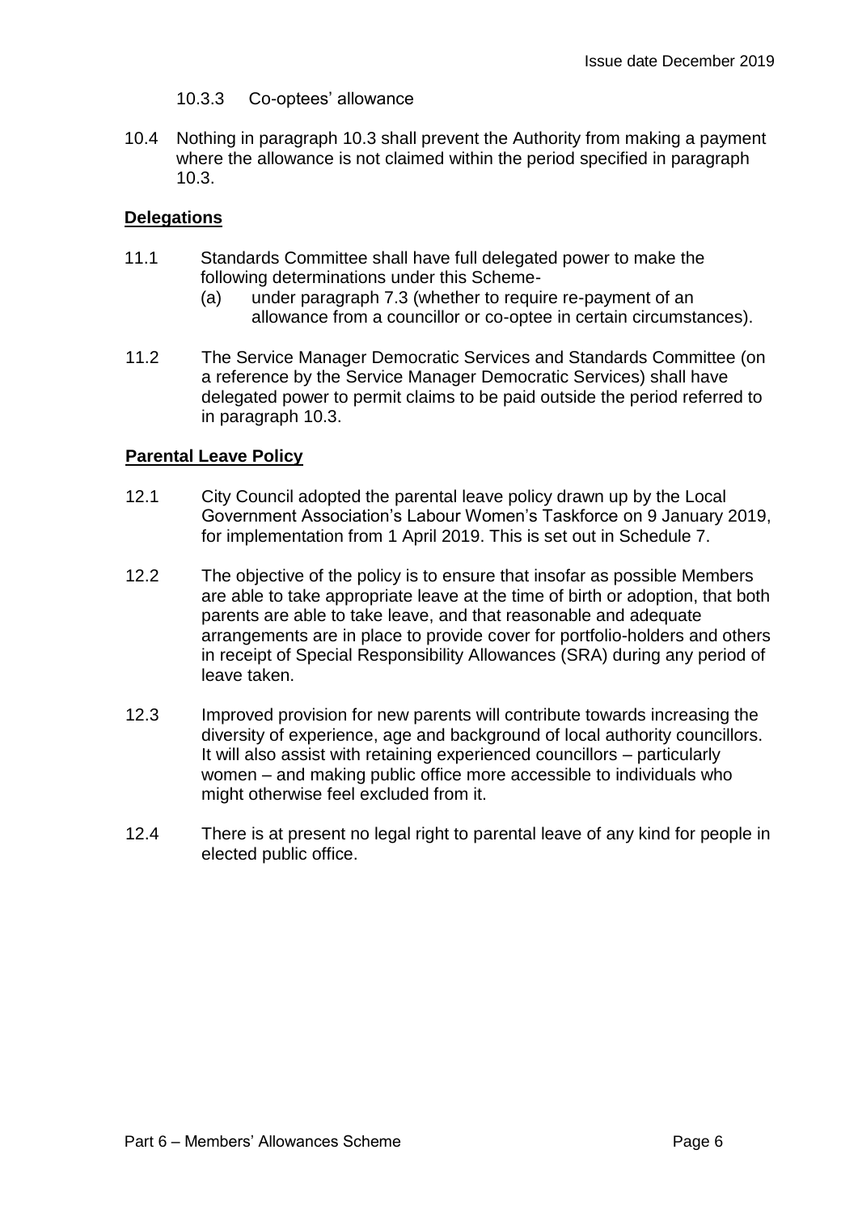10.3.3 Co-optees' allowance

10.4 Nothing in paragraph 10.3 shall prevent the Authority from making a payment where the allowance is not claimed within the period specified in paragraph 10.3.

**Delegations**

11.1 Standards Committee shall have full delegated power to make the following determinations under this Scheme-

(a) under paragraph 7.3 (whether to require re-payment of an allowance from a councillor or co-optee in certain circumstances).

11.2 The Service Manager Democratic Services and Standards Committee (on a reference by the Service Manager Democratic Services) shall have delegated power to permit claims to be paid outside the period referred to in paragraph 10.3.

**Parental Leave Policy**

12.1 City Council adopted the parental leave policy drawn up by the Local Government Association's Labour Women's Taskforce on 9 January 2019, for implementation from 1 April 2019. This is set out in Schedule 7.

12.2 The objective of the policy is to ensure that insofar as possible Members are able to take appropriate leave at the time of birth or adoption, that both parents are able to take leave, and that reasonable and adequate arrangements are in place to provide cover for portfolio-holders and others in receipt of Special Responsibility Allowances (SRA) during any period of leave taken.

12.3 Improved provision for new parents will contribute towards increasing the diversity of experience, age and background of local authority councillors. It will also assist with retaining experienced councillors – particularly women – and making public office more accessible to individuals who might otherwise feel excluded from it.

12.4 There is at present no legal right to parental leave of any kind for people in elected public office.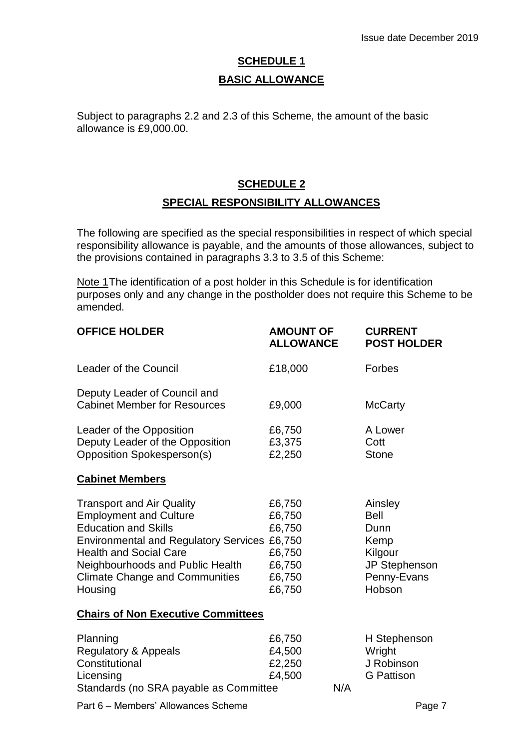Issue date December 2019

## SCHEDULE 1

## BASIC ALLOWANCE

Subject to paragraphs 2.2 and 2.3 of this Scheme, the amount of the basic allowance is £9,000.00.

## SCHEDULE 2

## SPECIAL RESPONSIBILITY ALLOWANCES

The following are specified as the special responsibilities in respect of which special responsibility allowance is payable, and the amounts of those allowances, subject to the provisions contained in paragraphs 3.3 to 3.5 of this Scheme:

Note 1 The identification of a post holder in this Schedule is for identification purposes only and any change in the postholder does not require this Scheme to be amended.

| OFFICE HOLDER | AMOUNT OF ALLOWANCE | CURRENT POST HOLDER |
|---|---|---|
| Leader of the Council | £18,000 | Forbes |
| Deputy Leader of Council and Cabinet Member for Resources | £9,000 | McCarty |
| Leader of the Opposition | £6,750 | A Lower |
| Deputy Leader of the Opposition | £3,375 | Cott |
| Opposition Spokesperson(s) | £2,250 | Stone |
| **Cabinet Members** | | |
| Transport and Air Quality | £6,750 | Ainsley |
| Employment and Culture | £6,750 | Bell |
| Education and Skills | £6,750 | Dunn |
| Environmental and Regulatory Services | £6,750 | Kemp |
| Health and Social Care | £6,750 | Kilgour |
| Neighbourhoods and Public Health | £6,750 | JP Stephenson |
| Climate Change and Communities | £6,750 | Penny-Evans |
| Housing | £6,750 | Hobson |
| **Chairs of Non Executive Committees** | | |
| Planning | £6,750 | H Stephenson |
| Regulatory & Appeals | £4,500 | Wright |
| Constitutional | £2,250 | J Robinson |
| Licensing | £4,500 | G Pattison |
| Standards (no SRA payable as Committee | N/A | |

Part 6 – Members' Allowances Scheme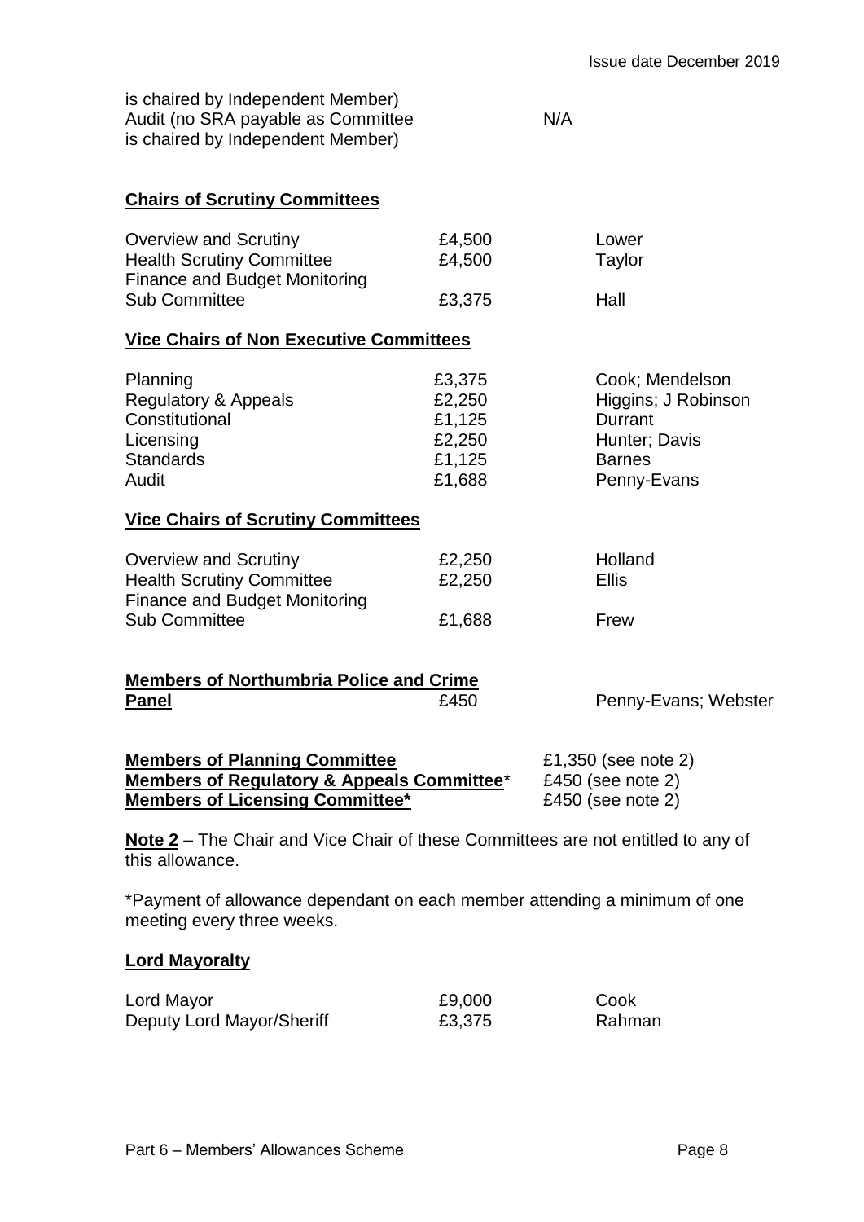is chaired by Independent Member)

| | | |
|---|---|---|
| Audit (no SRA payable as Committee is chaired by Independent Member) | N/A | |

**Chairs of Scrutiny Committees**

| | | |
|---|---|---|
| Overview and Scrutiny | £4,500 | Lower |
| Health Scrutiny Committee | £4,500 | Taylor |
| Finance and Budget Monitoring Sub Committee | £3,375 | Hall |

**Vice Chairs of Non Executive Committees**

| | | |
|---|---|---|
| Planning | £3,375 | Cook; Mendelson |
| Regulatory & Appeals | £2,250 | Higgins; J Robinson |
| Constitutional | £1,125 | Durrant |
| Licensing | £2,250 | Hunter; Davis |
| Standards | £1,125 | Barnes |
| Audit | £1,688 | Penny-Evans |

**Vice Chairs of Scrutiny Committees**

| | | |
|---|---|---|
| Overview and Scrutiny | £2,250 | Holland |
| Health Scrutiny Committee | £2,250 | Ellis |
| Finance and Budget Monitoring Sub Committee | £1,688 | Frew |

| | | |
|---|---|---|
| **Members of Northumbria Police and Crime Panel** | £450 | Penny-Evans; Webster |

| | |
|---|---|
| **Members of Planning Committee** | £1,350 (see note 2) |
| **Members of Regulatory & Appeals Committee*** | £450 (see note 2) |
| **Members of Licensing Committee*** | £450 (see note 2) |

**Note 2** – The Chair and Vice Chair of these Committees are not entitled to any of this allowance.

*Payment of allowance dependant on each member attending a minimum of one meeting every three weeks.

**Lord Mayoralty**

| | | |
|---|---|---|
| Lord Mayor | £9,000 | Cook |
| Deputy Lord Mayor/Sheriff | £3,375 | Rahman |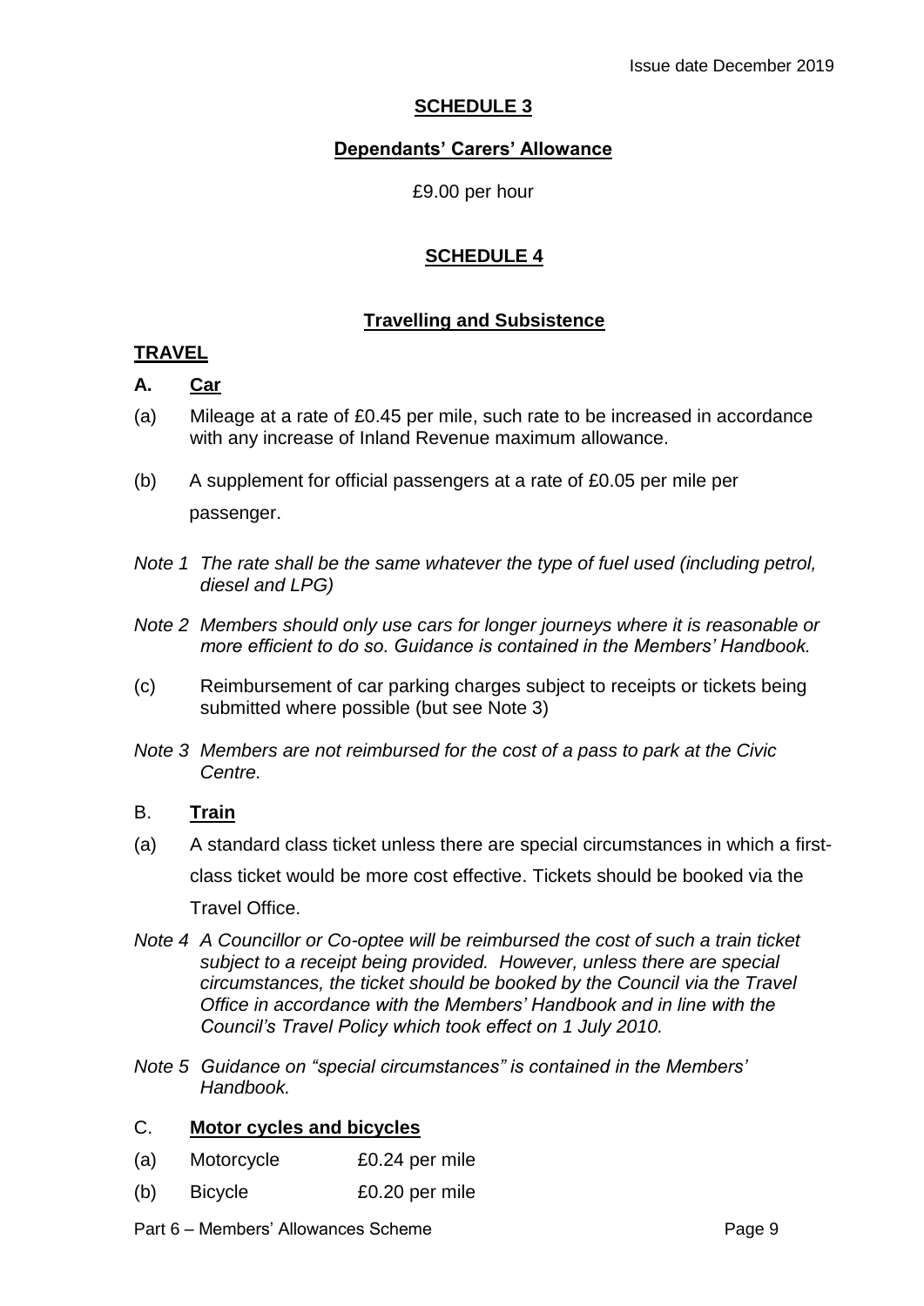## SCHEDULE 3

### Dependants' Carers' Allowance

£9.00 per hour

## SCHEDULE 4

### Travelling and Subsistence

**TRAVEL**

**A. Car**

(a) Mileage at a rate of £0.45 per mile, such rate to be increased in accordance with any increase of Inland Revenue maximum allowance.

(b) A supplement for official passengers at a rate of £0.05 per mile per passenger.

*Note 1 The rate shall be the same whatever the type of fuel used (including petrol, diesel and LPG)*

*Note 2 Members should only use cars for longer journeys where it is reasonable or more efficient to do so. Guidance is contained in the Members' Handbook.*

(c) Reimbursement of car parking charges subject to receipts or tickets being submitted where possible (but see Note 3)

*Note 3 Members are not reimbursed for the cost of a pass to park at the Civic Centre.*

**B. Train**

(a) A standard class ticket unless there are special circumstances in which a first-class ticket would be more cost effective. Tickets should be booked via the Travel Office.

*Note 4 A Councillor or Co-optee will be reimbursed the cost of such a train ticket subject to a receipt being provided. However, unless there are special circumstances, the ticket should be booked by the Council via the Travel Office in accordance with the Members' Handbook and in line with the Council's Travel Policy which took effect on 1 July 2010.*

*Note 5 Guidance on "special circumstances" is contained in the Members' Handbook.*

**C. Motor cycles and bicycles**

(a) Motorcycle £0.24 per mile

(b) Bicycle £0.20 per mile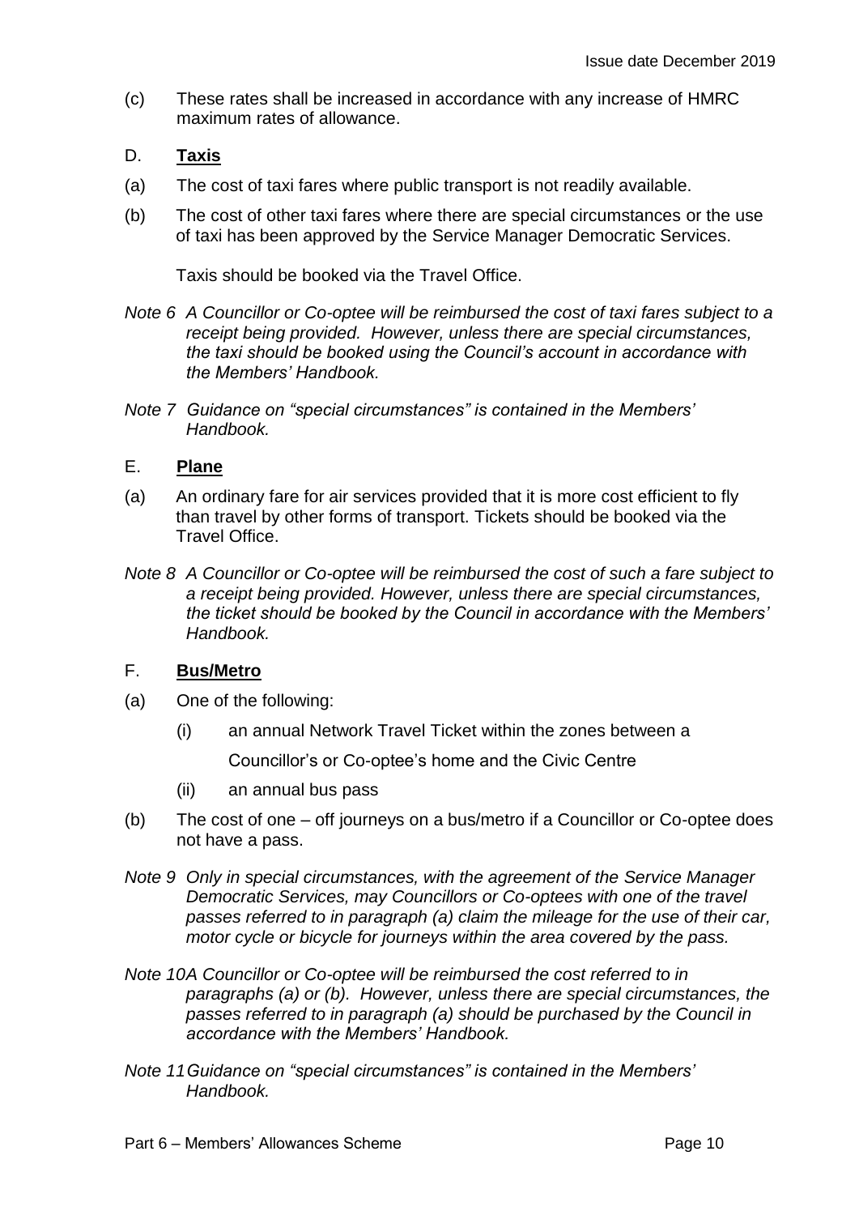(c) These rates shall be increased in accordance with any increase of HMRC maximum rates of allowance.

## D. **Taxis**

(a) The cost of taxi fares where public transport is not readily available.

(b) The cost of other taxi fares where there are special circumstances or the use of taxi has been approved by the Service Manager Democratic Services.

Taxis should be booked via the Travel Office.

*Note 6 A Councillor or Co-optee will be reimbursed the cost of taxi fares subject to a receipt being provided. However, unless there are special circumstances, the taxi should be booked using the Council's account in accordance with the Members' Handbook.*

*Note 7 Guidance on "special circumstances" is contained in the Members' Handbook.*

## E. **Plane**

(a) An ordinary fare for air services provided that it is more cost efficient to fly than travel by other forms of transport. Tickets should be booked via the Travel Office.

*Note 8 A Councillor or Co-optee will be reimbursed the cost of such a fare subject to a receipt being provided. However, unless there are special circumstances, the ticket should be booked by the Council in accordance with the Members' Handbook.*

## F. **Bus/Metro**

(a) One of the following:

  (i) an annual Network Travel Ticket within the zones between a Councillor's or Co-optee's home and the Civic Centre

  (ii) an annual bus pass

(b) The cost of one – off journeys on a bus/metro if a Councillor or Co-optee does not have a pass.

*Note 9 Only in special circumstances, with the agreement of the Service Manager Democratic Services, may Councillors or Co-optees with one of the travel passes referred to in paragraph (a) claim the mileage for the use of their car, motor cycle or bicycle for journeys within the area covered by the pass.*

*Note 10 A Councillor or Co-optee will be reimbursed the cost referred to in paragraphs (a) or (b). However, unless there are special circumstances, the passes referred to in paragraph (a) should be purchased by the Council in accordance with the Members' Handbook.*

*Note 11 Guidance on "special circumstances" is contained in the Members' Handbook.*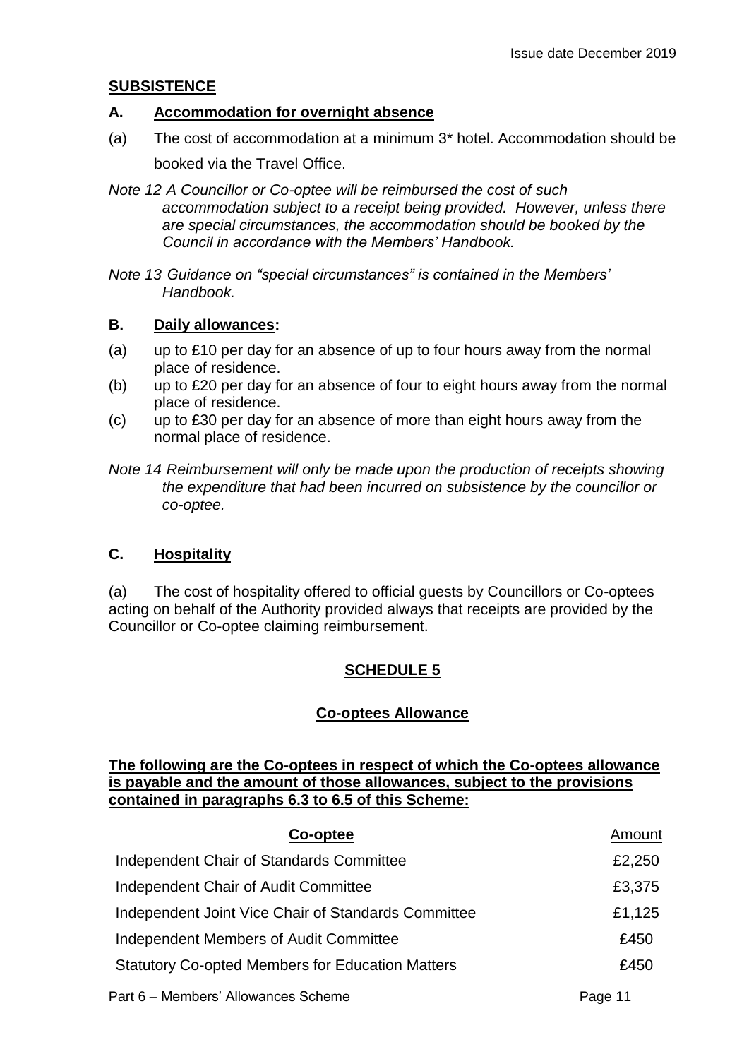## SUBSISTENCE

### A. Accommodation for overnight absence

(a) The cost of accommodation at a minimum 3* hotel. Accommodation should be booked via the Travel Office.

*Note 12 A Councillor or Co-optee will be reimbursed the cost of such accommodation subject to a receipt being provided. However, unless there are special circumstances, the accommodation should be booked by the Council in accordance with the Members' Handbook.*

*Note 13 Guidance on "special circumstances" is contained in the Members' Handbook.*

### B. Daily allowances:

(a) up to £10 per day for an absence of up to four hours away from the normal place of residence.
(b) up to £20 per day for an absence of four to eight hours away from the normal place of residence.
(c) up to £30 per day for an absence of more than eight hours away from the normal place of residence.

*Note 14 Reimbursement will only be made upon the production of receipts showing the expenditure that had been incurred on subsistence by the councillor or co-optee.*

### C. Hospitality

(a) The cost of hospitality offered to official guests by Councillors or Co-optees acting on behalf of the Authority provided always that receipts are provided by the Councillor or Co-optee claiming reimbursement.

## SCHEDULE 5

### Co-optees Allowance

**The following are the Co-optees in respect of which the Co-optees allowance is payable and the amount of those allowances, subject to the provisions contained in paragraphs 6.3 to 6.5 of this Scheme:**

| Co-optee | Amount |
|---|---|
| Independent Chair of Standards Committee | £2,250 |
| Independent Chair of Audit Committee | £3,375 |
| Independent Joint Vice Chair of Standards Committee | £1,125 |
| Independent Members of Audit Committee | £450 |
| Statutory Co-opted Members for Education Matters | £450 |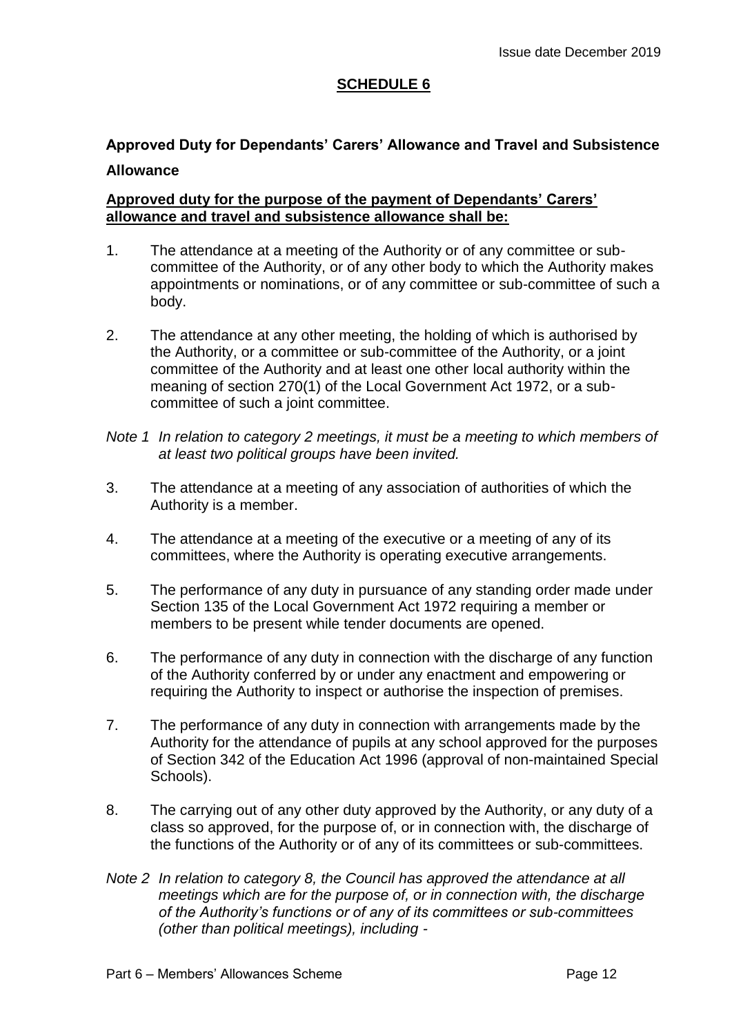## SCHEDULE 6

**Approved Duty for Dependants' Carers' Allowance and Travel and Subsistence Allowance**

**Approved duty for the purpose of the payment of Dependants' Carers' allowance and travel and subsistence allowance shall be:**

1. The attendance at a meeting of the Authority or of any committee or sub-committee of the Authority, or of any other body to which the Authority makes appointments or nominations, or of any committee or sub-committee of such a body.

2. The attendance at any other meeting, the holding of which is authorised by the Authority, or a committee or sub-committee of the Authority, or a joint committee of the Authority and at least one other local authority within the meaning of section 270(1) of the Local Government Act 1972, or a sub-committee of such a joint committee.

*Note 1 In relation to category 2 meetings, it must be a meeting to which members of at least two political groups have been invited.*

3. The attendance at a meeting of any association of authorities of which the Authority is a member.

4. The attendance at a meeting of the executive or a meeting of any of its committees, where the Authority is operating executive arrangements.

5. The performance of any duty in pursuance of any standing order made under Section 135 of the Local Government Act 1972 requiring a member or members to be present while tender documents are opened.

6. The performance of any duty in connection with the discharge of any function of the Authority conferred by or under any enactment and empowering or requiring the Authority to inspect or authorise the inspection of premises.

7. The performance of any duty in connection with arrangements made by the Authority for the attendance of pupils at any school approved for the purposes of Section 342 of the Education Act 1996 (approval of non-maintained Special Schools).

8. The carrying out of any other duty approved by the Authority, or any duty of a class so approved, for the purpose of, or in connection with, the discharge of the functions of the Authority or of any of its committees or sub-committees.

*Note 2 In relation to category 8, the Council has approved the attendance at all meetings which are for the purpose of, or in connection with, the discharge of the Authority's functions or of any of its committees or sub-committees (other than political meetings), including -*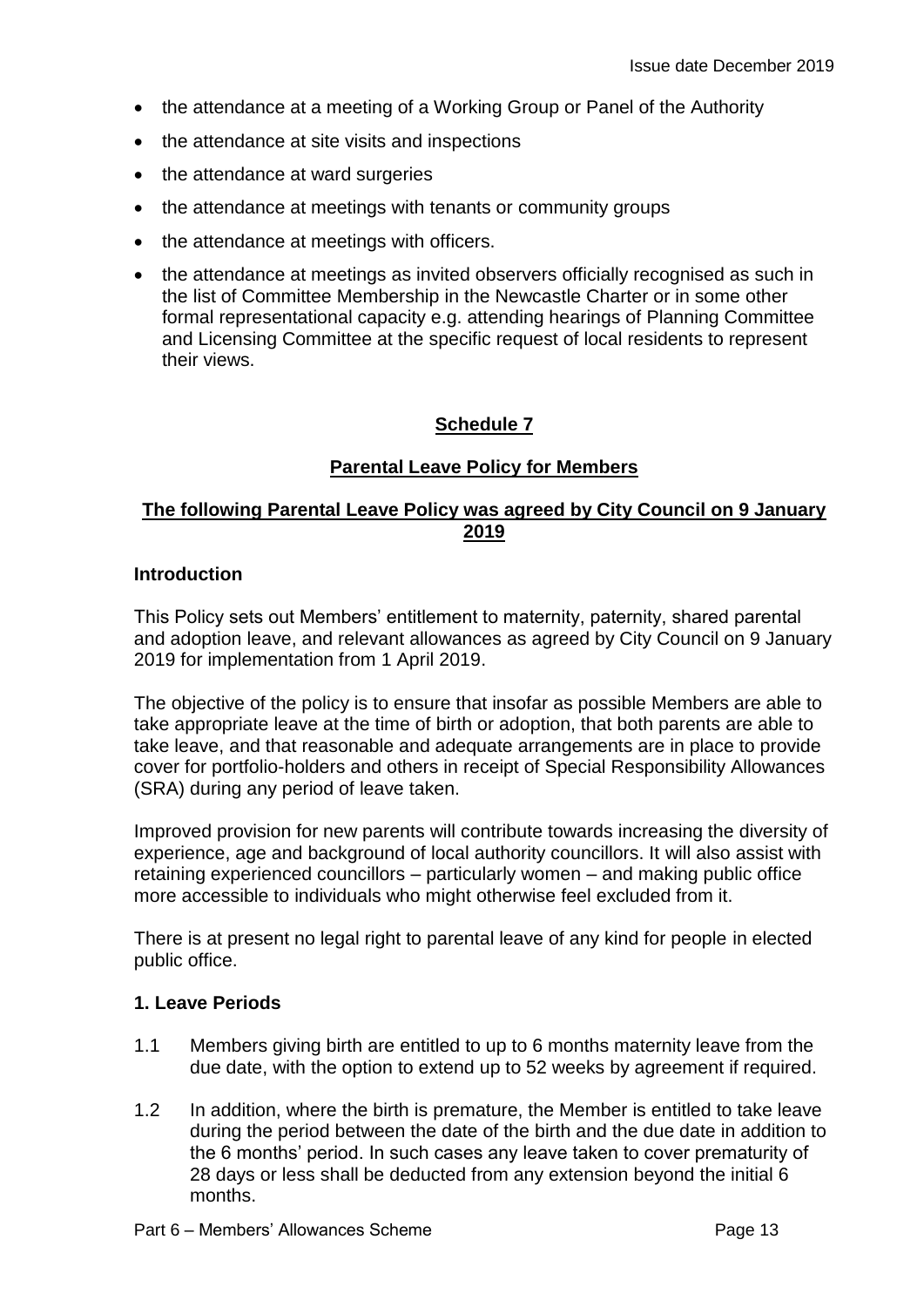- the attendance at a meeting of a Working Group or Panel of the Authority
- the attendance at site visits and inspections
- the attendance at ward surgeries
- the attendance at meetings with tenants or community groups
- the attendance at meetings with officers.
- the attendance at meetings as invited observers officially recognised as such in the list of Committee Membership in the Newcastle Charter or in some other formal representational capacity e.g. attending hearings of Planning Committee and Licensing Committee at the specific request of local residents to represent their views.

## Schedule 7

## Parental Leave Policy for Members

**The following Parental Leave Policy was agreed by City Council on 9 January 2019**

### Introduction

This Policy sets out Members' entitlement to maternity, paternity, shared parental and adoption leave, and relevant allowances as agreed by City Council on 9 January 2019 for implementation from 1 April 2019.

The objective of the policy is to ensure that insofar as possible Members are able to take appropriate leave at the time of birth or adoption, that both parents are able to take leave, and that reasonable and adequate arrangements are in place to provide cover for portfolio-holders and others in receipt of Special Responsibility Allowances (SRA) during any period of leave taken.

Improved provision for new parents will contribute towards increasing the diversity of experience, age and background of local authority councillors. It will also assist with retaining experienced councillors – particularly women – and making public office more accessible to individuals who might otherwise feel excluded from it.

There is at present no legal right to parental leave of any kind for people in elected public office.

### 1. Leave Periods

1.1 Members giving birth are entitled to up to 6 months maternity leave from the due date, with the option to extend up to 52 weeks by agreement if required.

1.2 In addition, where the birth is premature, the Member is entitled to take leave during the period between the date of the birth and the due date in addition to the 6 months' period. In such cases any leave taken to cover prematurity of 28 days or less shall be deducted from any extension beyond the initial 6 months.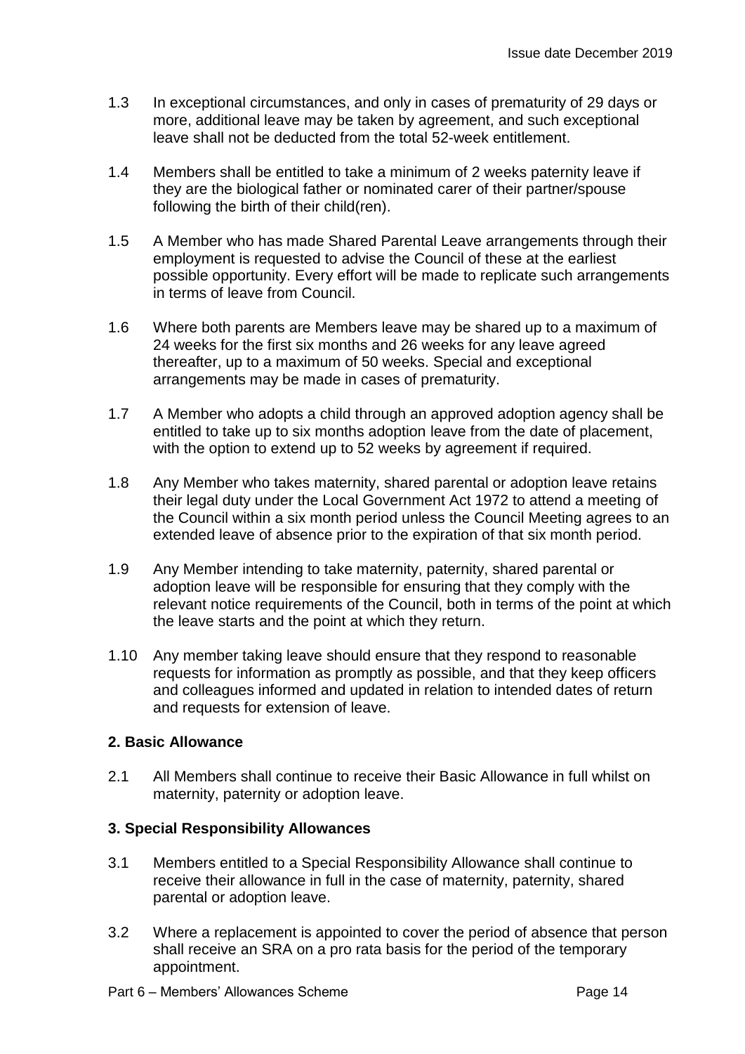1.3 In exceptional circumstances, and only in cases of prematurity of 29 days or more, additional leave may be taken by agreement, and such exceptional leave shall not be deducted from the total 52-week entitlement.

1.4 Members shall be entitled to take a minimum of 2 weeks paternity leave if they are the biological father or nominated carer of their partner/spouse following the birth of their child(ren).

1.5 A Member who has made Shared Parental Leave arrangements through their employment is requested to advise the Council of these at the earliest possible opportunity. Every effort will be made to replicate such arrangements in terms of leave from Council.

1.6 Where both parents are Members leave may be shared up to a maximum of 24 weeks for the first six months and 26 weeks for any leave agreed thereafter, up to a maximum of 50 weeks. Special and exceptional arrangements may be made in cases of prematurity.

1.7 A Member who adopts a child through an approved adoption agency shall be entitled to take up to six months adoption leave from the date of placement, with the option to extend up to 52 weeks by agreement if required.

1.8 Any Member who takes maternity, shared parental or adoption leave retains their legal duty under the Local Government Act 1972 to attend a meeting of the Council within a six month period unless the Council Meeting agrees to an extended leave of absence prior to the expiration of that six month period.

1.9 Any Member intending to take maternity, paternity, shared parental or adoption leave will be responsible for ensuring that they comply with the relevant notice requirements of the Council, both in terms of the point at which the leave starts and the point at which they return.

1.10 Any member taking leave should ensure that they respond to reasonable requests for information as promptly as possible, and that they keep officers and colleagues informed and updated in relation to intended dates of return and requests for extension of leave.

## 2. Basic Allowance

2.1 All Members shall continue to receive their Basic Allowance in full whilst on maternity, paternity or adoption leave.

## 3. Special Responsibility Allowances

3.1 Members entitled to a Special Responsibility Allowance shall continue to receive their allowance in full in the case of maternity, paternity, shared parental or adoption leave.

3.2 Where a replacement is appointed to cover the period of absence that person shall receive an SRA on a pro rata basis for the period of the temporary appointment.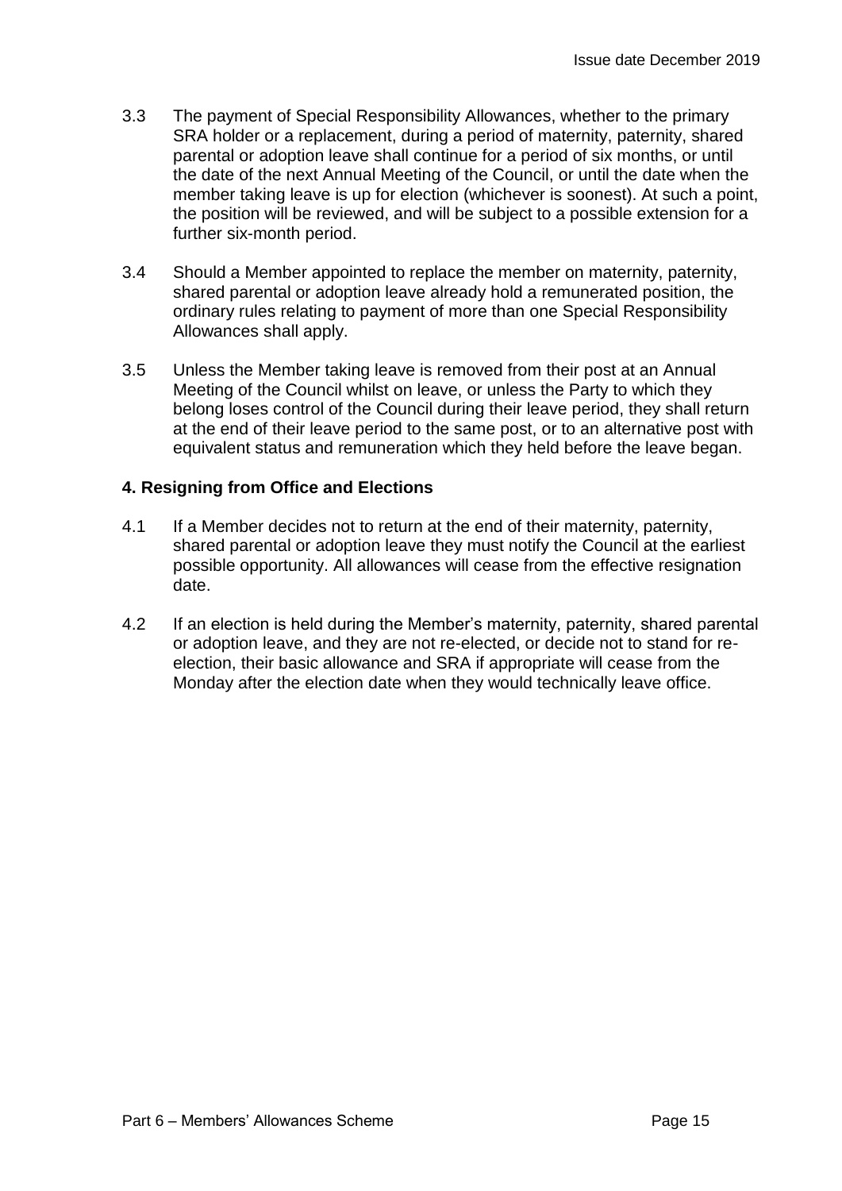3.3 The payment of Special Responsibility Allowances, whether to the primary SRA holder or a replacement, during a period of maternity, paternity, shared parental or adoption leave shall continue for a period of six months, or until the date of the next Annual Meeting of the Council, or until the date when the member taking leave is up for election (whichever is soonest). At such a point, the position will be reviewed, and will be subject to a possible extension for a further six-month period.

3.4 Should a Member appointed to replace the member on maternity, paternity, shared parental or adoption leave already hold a remunerated position, the ordinary rules relating to payment of more than one Special Responsibility Allowances shall apply.

3.5 Unless the Member taking leave is removed from their post at an Annual Meeting of the Council whilst on leave, or unless the Party to which they belong loses control of the Council during their leave period, they shall return at the end of their leave period to the same post, or to an alternative post with equivalent status and remuneration which they held before the leave began.

## 4. Resigning from Office and Elections

4.1 If a Member decides not to return at the end of their maternity, paternity, shared parental or adoption leave they must notify the Council at the earliest possible opportunity. All allowances will cease from the effective resignation date.

4.2 If an election is held during the Member's maternity, paternity, shared parental or adoption leave, and they are not re-elected, or decide not to stand for re-election, their basic allowance and SRA if appropriate will cease from the Monday after the election date when they would technically leave office.